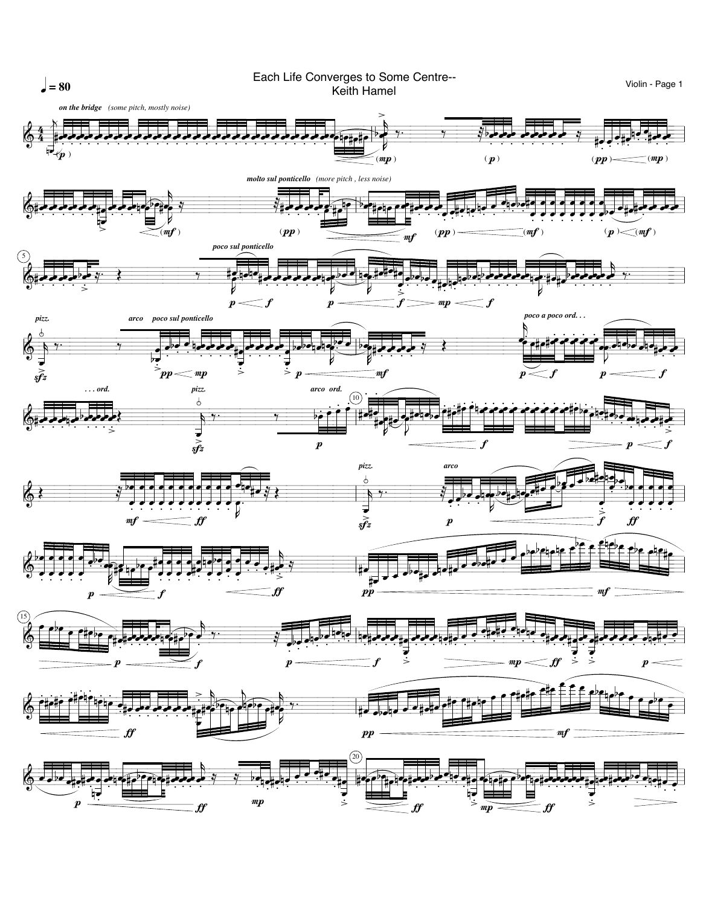# Each Life Converges to Some Centre--

Keith Hamel

♩ = 80

*on the bridge* *(some pitch, mostly noise)*

*molto sul ponticello* *(more pitch , less noise)*

*poco sul ponticello*

*pizz.* *arco* *poco sul ponticello*

*poco a poco ord. . .*

*. . . ord.* *pizz.* *arco ord.*

*pizz.* *arco*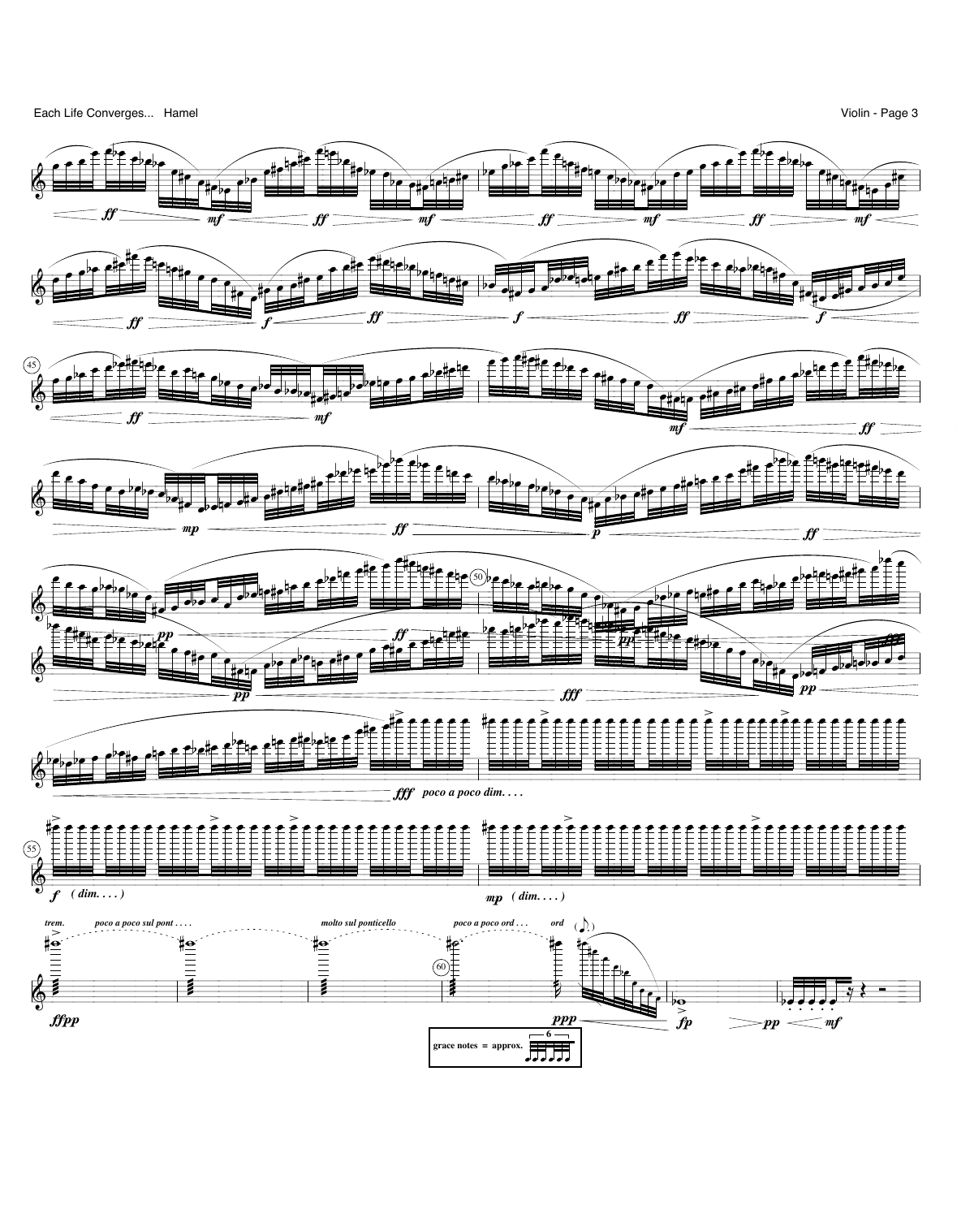*ff* *mf* *ff* *mf* *ff* *mf* *ff* *mf*

*ff* *f* *ff* *f* *ff* *f*

*ff* *mf* *mf* *ff*

*mp* *ff* *p* *ff*

*pp* *ff* *pp* *fff* *pp* *pp* *fff*

*fff* *poco a poco dim. . . .*

*f* *( dim. . . . )* *mp* *( dim. . . . )*

*trem.* *poco a poco sul pont . . . .* *molto sul ponticello* *poco a poco ord . . .* *ord*

*ffpp* *ppp* *fp* *pp* *mf*

grace notes = approx. 6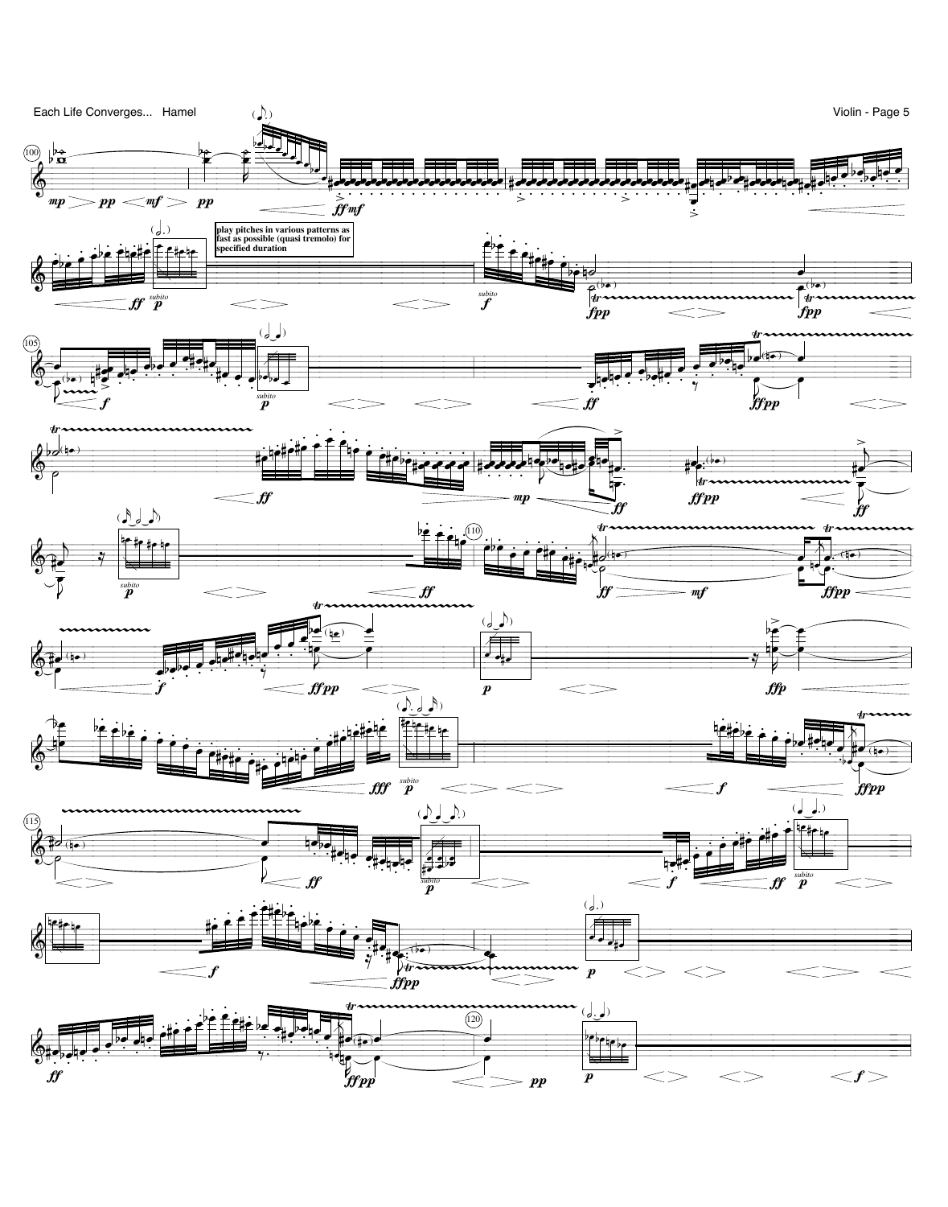play pitches in various patterns as fast as possible (quasi tremolo) for specified duration